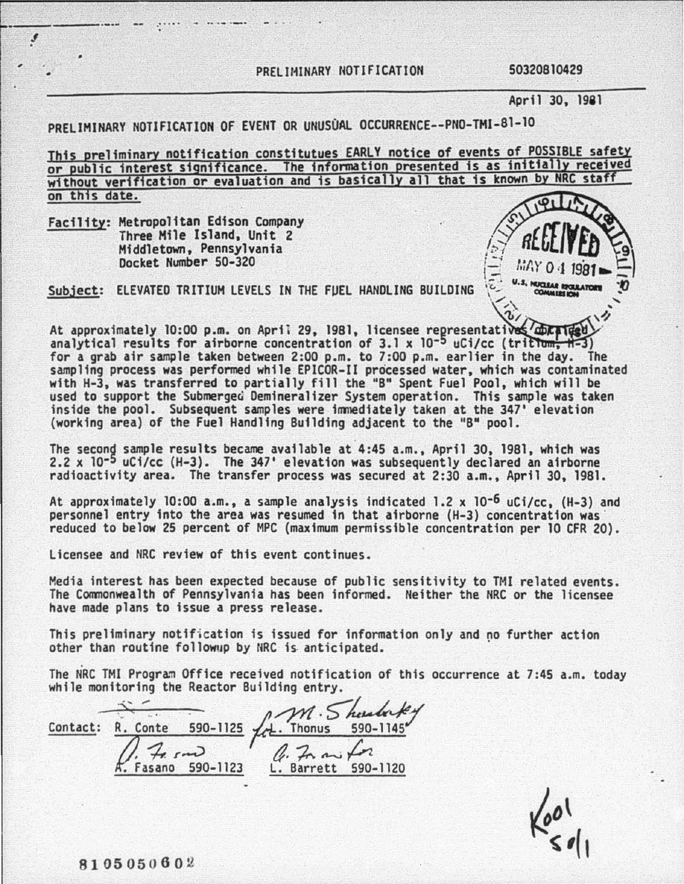PRELIMINARY NOTIFICATION 50320810429

April 30, 1981

PRELIMINARY NOTIFICATION OF EVENT OR UNUSUAL OCCURRENCE--PNO-TMI-81-10

This preliminary notification constitutes EARLY notice of events of POSSIBLE safety or public interest significance. The information presented is as initially received without verification or evaluation and is basically all that is known by NRC staff on this date.

Facility: Metropolitan Edison Company
Three Mile Island, Unit 2
Middletown, Pennsylvania
Docket Number 50-320

RECEIVED
MAY 04 1981
U.S. NUCLEAR REGULATORY COMMISSION

Subject: ELEVATED TRITIUM LEVELS IN THE FUEL HANDLING BUILDING

At approximately 10:00 p.m. on April 29, 1981, licensee representatives obtained analytical results for airborne concentration of $3.1 \times 10^{-5}$ uCi/cc (tritium, H-3) for a grab air sample taken between 2:00 p.m. to 7:00 p.m. earlier in the day. The sampling process was performed while EPICOR-II processed water, which was contaminated with H-3, was transferred to partially fill the "B" Spent Fuel Pool, which will be used to support the Submerged Demineralizer System operation. This sample was taken inside the pool. Subsequent samples were immediately taken at the 347' elevation (working area) of the Fuel Handling Building adjacent to the "B" pool.

The second sample results became available at 4:45 a.m., April 30, 1981, which was $2.2 \times 10^{-5}$ uCi/cc (H-3). The 347' elevation was subsequently declared an airborne radioactivity area. The transfer process was secured at 2:30 a.m., April 30, 1981.

At approximately 10:00 a.m., a sample analysis indicated $1.2 \times 10^{-6}$ uCi/cc, (H-3) and personnel entry into the area was resumed in that airborne (H-3) concentration was reduced to below 25 percent of MPC (maximum permissible concentration per 10 CFR 20).

Licensee and NRC review of this event continues.

Media interest has been expected because of public sensitivity to TMI related events. The Commonwealth of Pennsylvania has been informed. Neither the NRC or the licensee have made plans to issue a press release.

This preliminary notification is issued for information only and no further action other than routine followup by NRC is anticipated.

The NRC TMI Program Office received notification of this occurrence at 7:45 a.m. today while monitoring the Reactor Building entry.

Contact: R. Conte 590-1125 &nbsp;&nbsp; for L. Thonus 590-1145
A. Fasano 590-1123 &nbsp;&nbsp; L. Barrett 590-1120

8105050602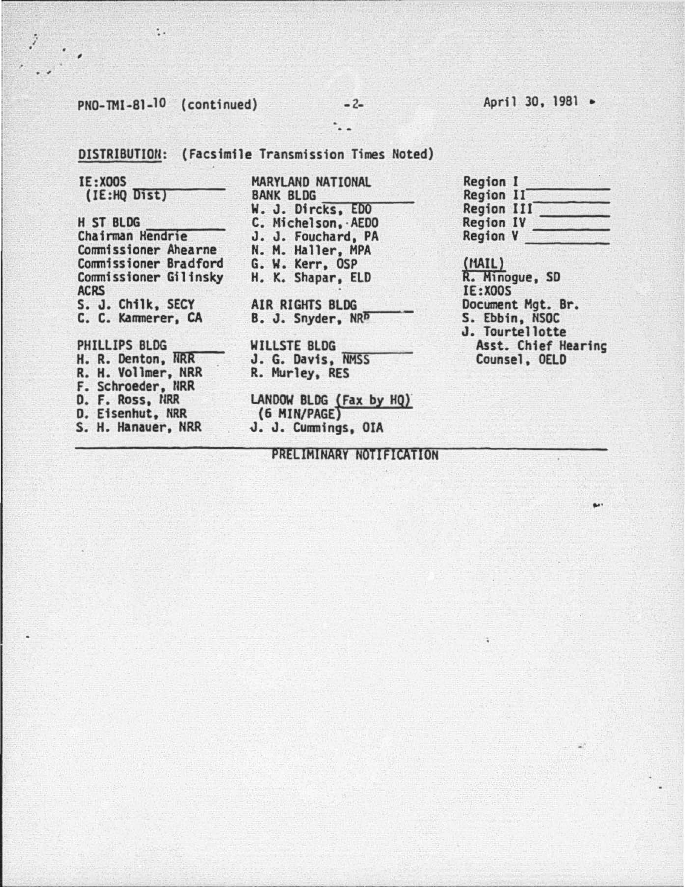PNO-TMI-81-10 (continued)

DISTRIBUTION: (Facsimile Transmission Times Noted)

IE:XOOS
(IE:HQ Dist) \_\_\_\_\_\_\_\_

H ST BLDG \_\_\_\_\_\_\_\_
Chairman Hendrie
Commissioner Ahearne
Commissioner Bradford
Commissioner Gilinsky
ACRS
S. J. Chilk, SECY
C. C. Kammerer, CA

PHILLIPS BLDG \_\_\_\_\_\_\_\_
H. R. Denton, NRR
R. H. Vollmer, NRR
F. Schroeder, NRR
D. F. Ross, NRR
D. Eisenhut, NRR
S. H. Hanauer, NRR

MARYLAND NATIONAL
BANK BLDG \_\_\_\_\_\_\_\_
W. J. Dircks, EDO
C. Michelson, AEDO
J. J. Fouchard, PA
N. M. Haller, MPA
G. W. Kerr, OSP
H. K. Shapar, ELD

AIR RIGHTS BLDG \_\_\_\_\_\_\_\_
B. J. Snyder, NRR

WILLSTE BLDG \_\_\_\_\_\_\_\_
J. G. Davis, NMSS
R. Murley, RES

LANDOW BLDG (Fax by HQ)
(6 MIN/PAGE)
J. J. Cummings, OIA

Region I \_\_\_\_\_\_\_\_
Region II \_\_\_\_\_\_\_\_
Region III \_\_\_\_\_\_\_\_
Region IV \_\_\_\_\_\_\_\_
Region V \_\_\_\_\_\_\_\_

(MAIL)
R. Minogue, SD
IE:XOOS
Document Mgt. Br.
S. Ebbin, NSOC
J. Tourtellotte
Asst. Chief Hearing Counsel, OELD

PRELIMINARY NOTIFICATION